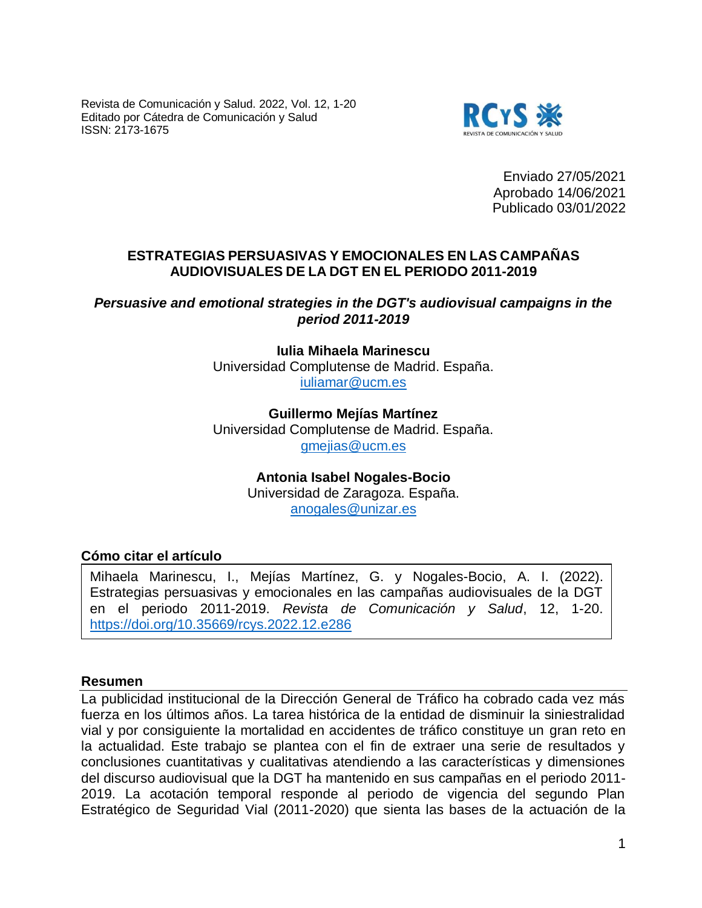Enviado 27/05/2021
Aprobado 14/06/2021
Publicado 03/01/2022

# ESTRATEGIAS PERSUASIVAS Y EMOCIONALES EN LAS CAMPAÑAS AUDIOVISUALES DE LA DGT EN EL PERIODO 2011-2019

## *Persuasive and emotional strategies in the DGT's audiovisual campaigns in the period 2011-2019*

**Iulia Mihaela Marinescu**
Universidad Complutense de Madrid. España.
iuliamar@ucm.es

**Guillermo Mejías Martínez**
Universidad Complutense de Madrid. España.
gmejias@ucm.es

**Antonia Isabel Nogales-Bocio**
Universidad de Zaragoza. España.
anogales@unizar.es

**Cómo citar el artículo**

Mihaela Marinescu, I., Mejías Martínez, G. y Nogales-Bocio, A. I. (2022). Estrategias persuasivas y emocionales en las campañas audiovisuales de la DGT en el periodo 2011-2019. *Revista de Comunicación y Salud*, 12, 1-20. https://doi.org/10.35669/rcys.2022.12.e286

**Resumen**

La publicidad institucional de la Dirección General de Tráfico ha cobrado cada vez más fuerza en los últimos años. La tarea histórica de la entidad de disminuir la siniestralidad vial y por consiguiente la mortalidad en accidentes de tráfico constituye un gran reto en la actualidad. Este trabajo se plantea con el fin de extraer una serie de resultados y conclusiones cuantitativas y cualitativas atendiendo a las características y dimensiones del discurso audiovisual que la DGT ha mantenido en sus campañas en el periodo 2011-2019. La acotación temporal responde al periodo de vigencia del segundo Plan Estratégico de Seguridad Vial (2011-2020) que sienta las bases de la actuación de la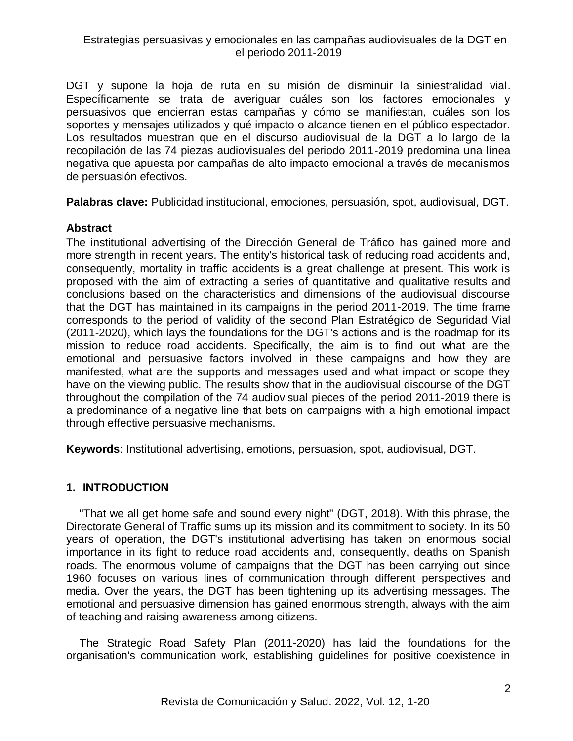DGT y supone la hoja de ruta en su misión de disminuir la siniestralidad vial. Específicamente se trata de averiguar cuáles son los factores emocionales y persuasivos que encierran estas campañas y cómo se manifiestan, cuáles son los soportes y mensajes utilizados y qué impacto o alcance tienen en el público espectador. Los resultados muestran que en el discurso audiovisual de la DGT a lo largo de la recopilación de las 74 piezas audiovisuales del periodo 2011-2019 predomina una línea negativa que apuesta por campañas de alto impacto emocional a través de mecanismos de persuasión efectivos.

**Palabras clave:** Publicidad institucional, emociones, persuasión, spot, audiovisual, DGT.

## Abstract

The institutional advertising of the Dirección General de Tráfico has gained more and more strength in recent years. The entity's historical task of reducing road accidents and, consequently, mortality in traffic accidents is a great challenge at present. This work is proposed with the aim of extracting a series of quantitative and qualitative results and conclusions based on the characteristics and dimensions of the audiovisual discourse that the DGT has maintained in its campaigns in the period 2011-2019. The time frame corresponds to the period of validity of the second Plan Estratégico de Seguridad Vial (2011-2020), which lays the foundations for the DGT's actions and is the roadmap for its mission to reduce road accidents. Specifically, the aim is to find out what are the emotional and persuasive factors involved in these campaigns and how they are manifested, what are the supports and messages used and what impact or scope they have on the viewing public. The results show that in the audiovisual discourse of the DGT throughout the compilation of the 74 audiovisual pieces of the period 2011-2019 there is a predominance of a negative line that bets on campaigns with a high emotional impact through effective persuasive mechanisms.

**Keywords**: Institutional advertising, emotions, persuasion, spot, audiovisual, DGT.

## 1. INTRODUCTION

"That we all get home safe and sound every night" (DGT, 2018). With this phrase, the Directorate General of Traffic sums up its mission and its commitment to society. In its 50 years of operation, the DGT's institutional advertising has taken on enormous social importance in its fight to reduce road accidents and, consequently, deaths on Spanish roads. The enormous volume of campaigns that the DGT has been carrying out since 1960 focuses on various lines of communication through different perspectives and media. Over the years, the DGT has been tightening up its advertising messages. The emotional and persuasive dimension has gained enormous strength, always with the aim of teaching and raising awareness among citizens.

The Strategic Road Safety Plan (2011-2020) has laid the foundations for the organisation's communication work, establishing guidelines for positive coexistence in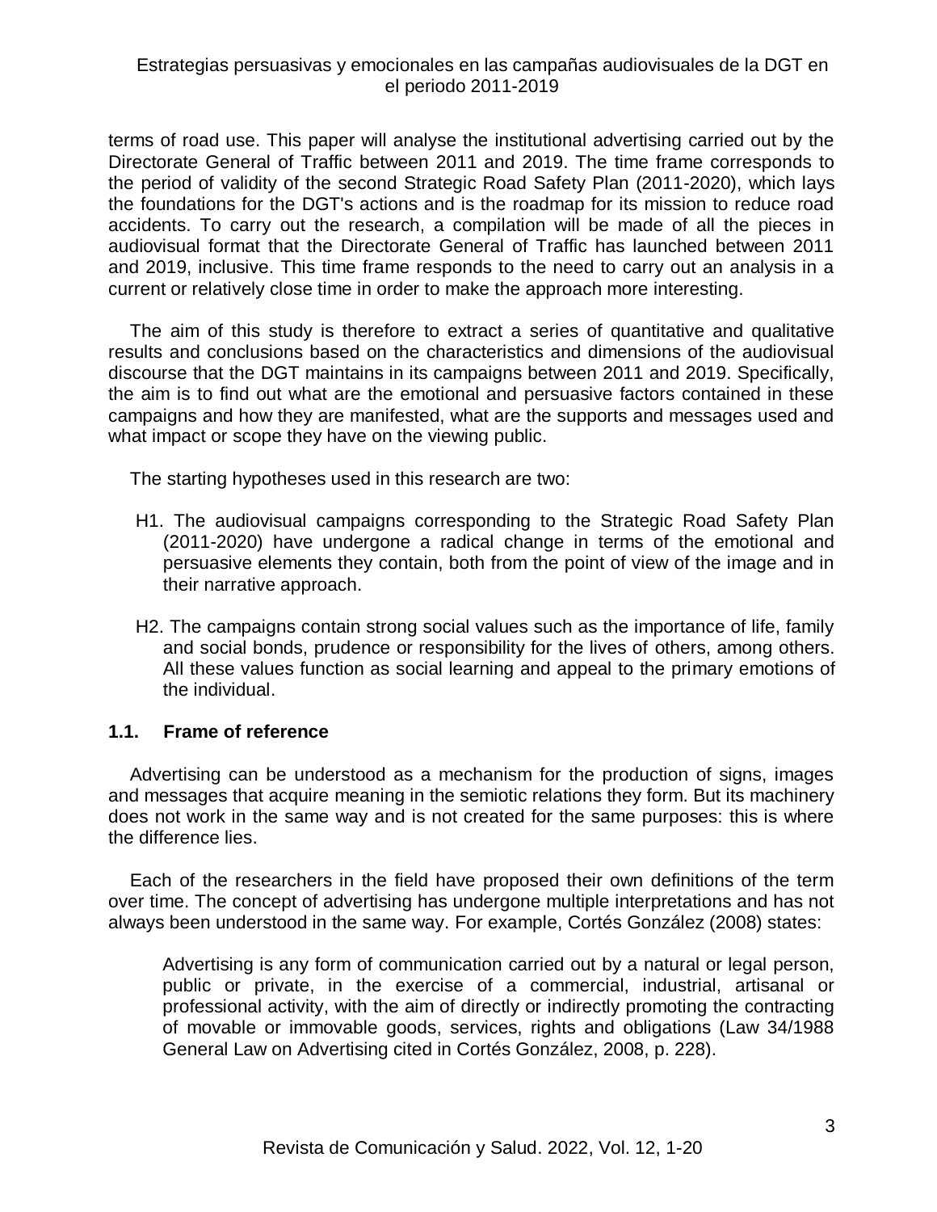terms of road use. This paper will analyse the institutional advertising carried out by the Directorate General of Traffic between 2011 and 2019. The time frame corresponds to the period of validity of the second Strategic Road Safety Plan (2011-2020), which lays the foundations for the DGT's actions and is the roadmap for its mission to reduce road accidents. To carry out the research, a compilation will be made of all the pieces in audiovisual format that the Directorate General of Traffic has launched between 2011 and 2019, inclusive. This time frame responds to the need to carry out an analysis in a current or relatively close time in order to make the approach more interesting.

The aim of this study is therefore to extract a series of quantitative and qualitative results and conclusions based on the characteristics and dimensions of the audiovisual discourse that the DGT maintains in its campaigns between 2011 and 2019. Specifically, the aim is to find out what are the emotional and persuasive factors contained in these campaigns and how they are manifested, what are the supports and messages used and what impact or scope they have on the viewing public.

The starting hypotheses used in this research are two:

- H1. The audiovisual campaigns corresponding to the Strategic Road Safety Plan (2011-2020) have undergone a radical change in terms of the emotional and persuasive elements they contain, both from the point of view of the image and in their narrative approach.
- H2. The campaigns contain strong social values such as the importance of life, family and social bonds, prudence or responsibility for the lives of others, among others. All these values function as social learning and appeal to the primary emotions of the individual.

## 1.1. Frame of reference

Advertising can be understood as a mechanism for the production of signs, images and messages that acquire meaning in the semiotic relations they form. But its machinery does not work in the same way and is not created for the same purposes: this is where the difference lies.

Each of the researchers in the field have proposed their own definitions of the term over time. The concept of advertising has undergone multiple interpretations and has not always been understood in the same way. For example, Cortés González (2008) states:

> Advertising is any form of communication carried out by a natural or legal person, public or private, in the exercise of a commercial, industrial, artisanal or professional activity, with the aim of directly or indirectly promoting the contracting of movable or immovable goods, services, rights and obligations (Law 34/1988 General Law on Advertising cited in Cortés González, 2008, p. 228).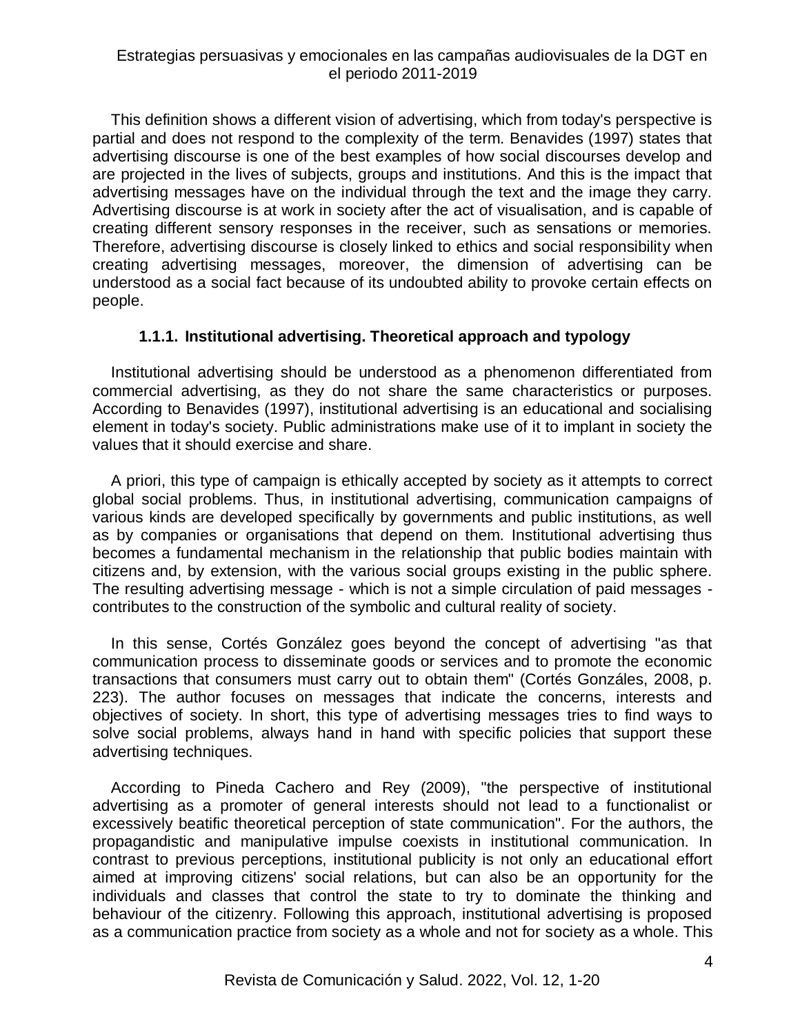This definition shows a different vision of advertising, which from today's perspective is partial and does not respond to the complexity of the term. Benavides (1997) states that advertising discourse is one of the best examples of how social discourses develop and are projected in the lives of subjects, groups and institutions. And this is the impact that advertising messages have on the individual through the text and the image they carry. Advertising discourse is at work in society after the act of visualisation, and is capable of creating different sensory responses in the receiver, such as sensations or memories. Therefore, advertising discourse is closely linked to ethics and social responsibility when creating advertising messages, moreover, the dimension of advertising can be understood as a social fact because of its undoubted ability to provoke certain effects on people.

### 1.1.1. Institutional advertising. Theoretical approach and typology

Institutional advertising should be understood as a phenomenon differentiated from commercial advertising, as they do not share the same characteristics or purposes. According to Benavides (1997), institutional advertising is an educational and socialising element in today's society. Public administrations make use of it to implant in society the values that it should exercise and share.

A priori, this type of campaign is ethically accepted by society as it attempts to correct global social problems. Thus, in institutional advertising, communication campaigns of various kinds are developed specifically by governments and public institutions, as well as by companies or organisations that depend on them. Institutional advertising thus becomes a fundamental mechanism in the relationship that public bodies maintain with citizens and, by extension, with the various social groups existing in the public sphere. The resulting advertising message - which is not a simple circulation of paid messages - contributes to the construction of the symbolic and cultural reality of society.

In this sense, Cortés González goes beyond the concept of advertising "as that communication process to disseminate goods or services and to promote the economic transactions that consumers must carry out to obtain them" (Cortés Gonzáles, 2008, p. 223). The author focuses on messages that indicate the concerns, interests and objectives of society. In short, this type of advertising messages tries to find ways to solve social problems, always hand in hand with specific policies that support these advertising techniques.

According to Pineda Cachero and Rey (2009), "the perspective of institutional advertising as a promoter of general interests should not lead to a functionalist or excessively beatific theoretical perception of state communication". For the authors, the propagandistic and manipulative impulse coexists in institutional communication. In contrast to previous perceptions, institutional publicity is not only an educational effort aimed at improving citizens' social relations, but can also be an opportunity for the individuals and classes that control the state to try to dominate the thinking and behaviour of the citizenry. Following this approach, institutional advertising is proposed as a communication practice from society as a whole and not for society as a whole. This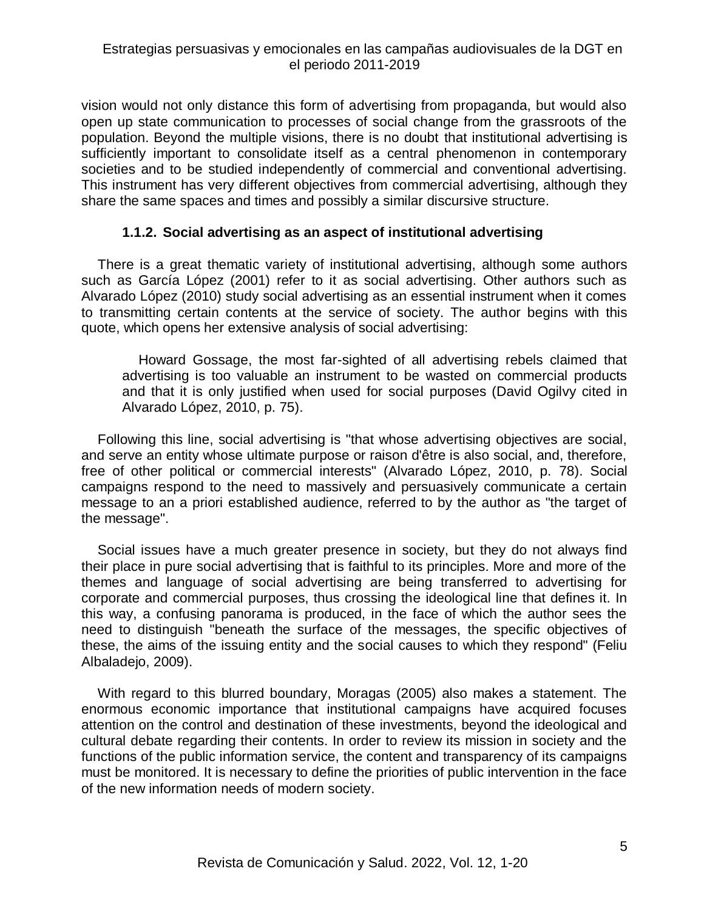vision would not only distance this form of advertising from propaganda, but would also open up state communication to processes of social change from the grassroots of the population. Beyond the multiple visions, there is no doubt that institutional advertising is sufficiently important to consolidate itself as a central phenomenon in contemporary societies and to be studied independently of commercial and conventional advertising. This instrument has very different objectives from commercial advertising, although they share the same spaces and times and possibly a similar discursive structure.

### 1.1.2. Social advertising as an aspect of institutional advertising

There is a great thematic variety of institutional advertising, although some authors such as García López (2001) refer to it as social advertising. Other authors such as Alvarado López (2010) study social advertising as an essential instrument when it comes to transmitting certain contents at the service of society. The author begins with this quote, which opens her extensive analysis of social advertising:

> Howard Gossage, the most far-sighted of all advertising rebels claimed that advertising is too valuable an instrument to be wasted on commercial products and that it is only justified when used for social purposes (David Ogilvy cited in Alvarado López, 2010, p. 75).

Following this line, social advertising is "that whose advertising objectives are social, and serve an entity whose ultimate purpose or raison d'être is also social, and, therefore, free of other political or commercial interests" (Alvarado López, 2010, p. 78). Social campaigns respond to the need to massively and persuasively communicate a certain message to an a priori established audience, referred to by the author as "the target of the message".

Social issues have a much greater presence in society, but they do not always find their place in pure social advertising that is faithful to its principles. More and more of the themes and language of social advertising are being transferred to advertising for corporate and commercial purposes, thus crossing the ideological line that defines it. In this way, a confusing panorama is produced, in the face of which the author sees the need to distinguish "beneath the surface of the messages, the specific objectives of these, the aims of the issuing entity and the social causes to which they respond" (Feliu Albaladejo, 2009).

With regard to this blurred boundary, Moragas (2005) also makes a statement. The enormous economic importance that institutional campaigns have acquired focuses attention on the control and destination of these investments, beyond the ideological and cultural debate regarding their contents. In order to review its mission in society and the functions of the public information service, the content and transparency of its campaigns must be monitored. It is necessary to define the priorities of public intervention in the face of the new information needs of modern society.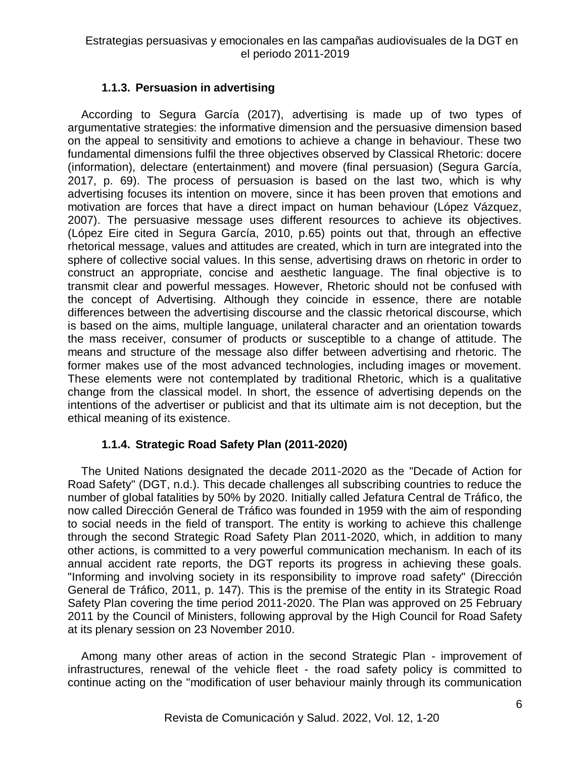### 1.1.3. Persuasion in advertising

According to Segura García (2017), advertising is made up of two types of argumentative strategies: the informative dimension and the persuasive dimension based on the appeal to sensitivity and emotions to achieve a change in behaviour. These two fundamental dimensions fulfil the three objectives observed by Classical Rhetoric: docere (information), delectare (entertainment) and movere (final persuasion) (Segura García, 2017, p. 69). The process of persuasion is based on the last two, which is why advertising focuses its intention on movere, since it has been proven that emotions and motivation are forces that have a direct impact on human behaviour (López Vázquez, 2007). The persuasive message uses different resources to achieve its objectives. (López Eire cited in Segura García, 2010, p.65) points out that, through an effective rhetorical message, values and attitudes are created, which in turn are integrated into the sphere of collective social values. In this sense, advertising draws on rhetoric in order to construct an appropriate, concise and aesthetic language. The final objective is to transmit clear and powerful messages. However, Rhetoric should not be confused with the concept of Advertising. Although they coincide in essence, there are notable differences between the advertising discourse and the classic rhetorical discourse, which is based on the aims, multiple language, unilateral character and an orientation towards the mass receiver, consumer of products or susceptible to a change of attitude. The means and structure of the message also differ between advertising and rhetoric. The former makes use of the most advanced technologies, including images or movement. These elements were not contemplated by traditional Rhetoric, which is a qualitative change from the classical model. In short, the essence of advertising depends on the intentions of the advertiser or publicist and that its ultimate aim is not deception, but the ethical meaning of its existence.

### 1.1.4. Strategic Road Safety Plan (2011-2020)

The United Nations designated the decade 2011-2020 as the "Decade of Action for Road Safety" (DGT, n.d.). This decade challenges all subscribing countries to reduce the number of global fatalities by 50% by 2020. Initially called Jefatura Central de Tráfico, the now called Dirección General de Tráfico was founded in 1959 with the aim of responding to social needs in the field of transport. The entity is working to achieve this challenge through the second Strategic Road Safety Plan 2011-2020, which, in addition to many other actions, is committed to a very powerful communication mechanism. In each of its annual accident rate reports, the DGT reports its progress in achieving these goals. "Informing and involving society in its responsibility to improve road safety" (Dirección General de Tráfico, 2011, p. 147). This is the premise of the entity in its Strategic Road Safety Plan covering the time period 2011-2020. The Plan was approved on 25 February 2011 by the Council of Ministers, following approval by the High Council for Road Safety at its plenary session on 23 November 2010.

Among many other areas of action in the second Strategic Plan - improvement of infrastructures, renewal of the vehicle fleet - the road safety policy is committed to continue acting on the "modification of user behaviour mainly through its communication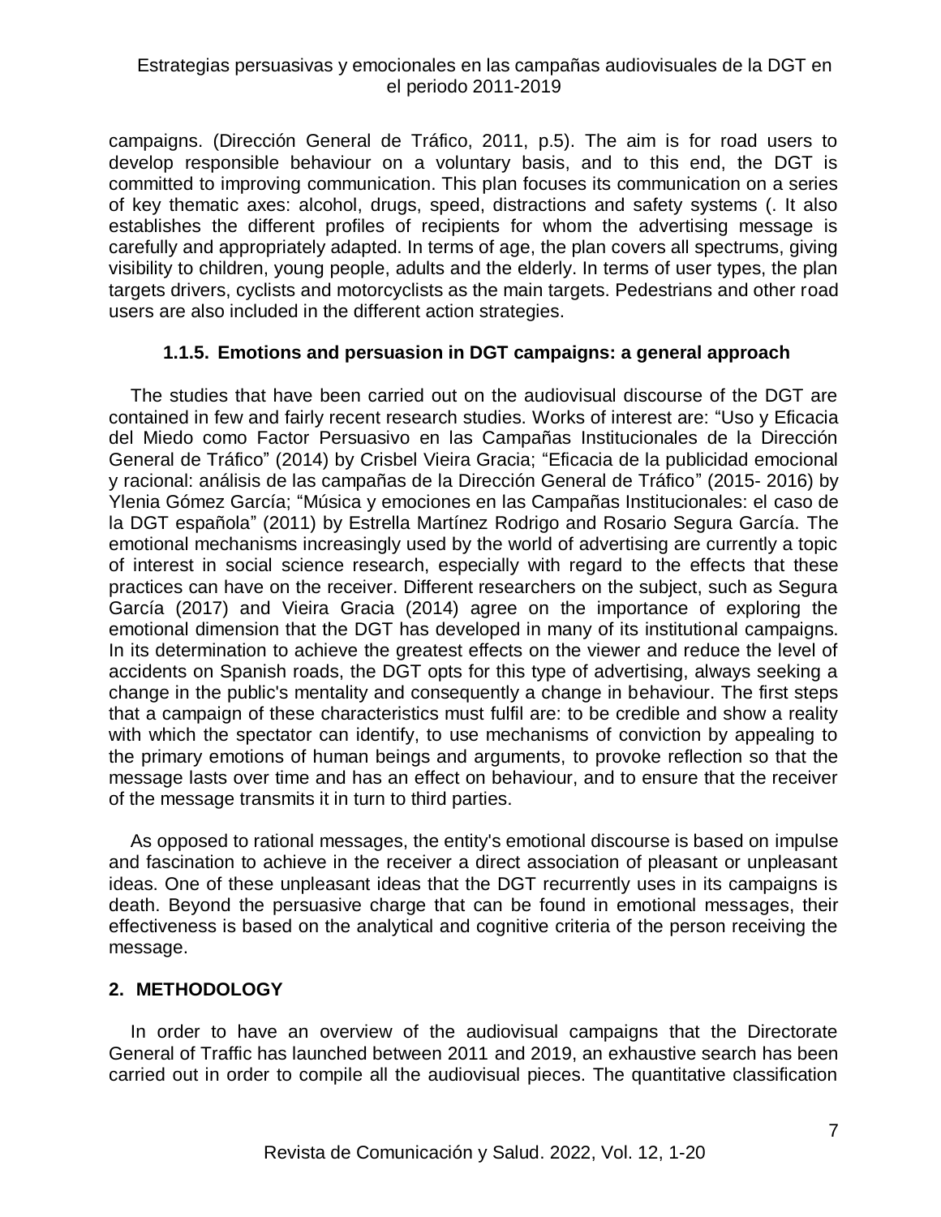campaigns. (Dirección General de Tráfico, 2011, p.5). The aim is for road users to develop responsible behaviour on a voluntary basis, and to this end, the DGT is committed to improving communication. This plan focuses its communication on a series of key thematic axes: alcohol, drugs, speed, distractions and safety systems (. It also establishes the different profiles of recipients for whom the advertising message is carefully and appropriately adapted. In terms of age, the plan covers all spectrums, giving visibility to children, young people, adults and the elderly. In terms of user types, the plan targets drivers, cyclists and motorcyclists as the main targets. Pedestrians and other road users are also included in the different action strategies.

### 1.1.5. Emotions and persuasion in DGT campaigns: a general approach

The studies that have been carried out on the audiovisual discourse of the DGT are contained in few and fairly recent research studies. Works of interest are: "Uso y Eficacia del Miedo como Factor Persuasivo en las Campañas Institucionales de la Dirección General de Tráfico" (2014) by Crisbel Vieira Gracia; "Eficacia de la publicidad emocional y racional: análisis de las campañas de la Dirección General de Tráfico" (2015- 2016) by Ylenia Gómez García; "Música y emociones en las Campañas Institucionales: el caso de la DGT española" (2011) by Estrella Martínez Rodrigo and Rosario Segura García. The emotional mechanisms increasingly used by the world of advertising are currently a topic of interest in social science research, especially with regard to the effects that these practices can have on the receiver. Different researchers on the subject, such as Segura García (2017) and Vieira Gracia (2014) agree on the importance of exploring the emotional dimension that the DGT has developed in many of its institutional campaigns. In its determination to achieve the greatest effects on the viewer and reduce the level of accidents on Spanish roads, the DGT opts for this type of advertising, always seeking a change in the public's mentality and consequently a change in behaviour. The first steps that a campaign of these characteristics must fulfil are: to be credible and show a reality with which the spectator can identify, to use mechanisms of conviction by appealing to the primary emotions of human beings and arguments, to provoke reflection so that the message lasts over time and has an effect on behaviour, and to ensure that the receiver of the message transmits it in turn to third parties.

As opposed to rational messages, the entity's emotional discourse is based on impulse and fascination to achieve in the receiver a direct association of pleasant or unpleasant ideas. One of these unpleasant ideas that the DGT recurrently uses in its campaigns is death. Beyond the persuasive charge that can be found in emotional messages, their effectiveness is based on the analytical and cognitive criteria of the person receiving the message.

## 2. METHODOLOGY

In order to have an overview of the audiovisual campaigns that the Directorate General of Traffic has launched between 2011 and 2019, an exhaustive search has been carried out in order to compile all the audiovisual pieces. The quantitative classification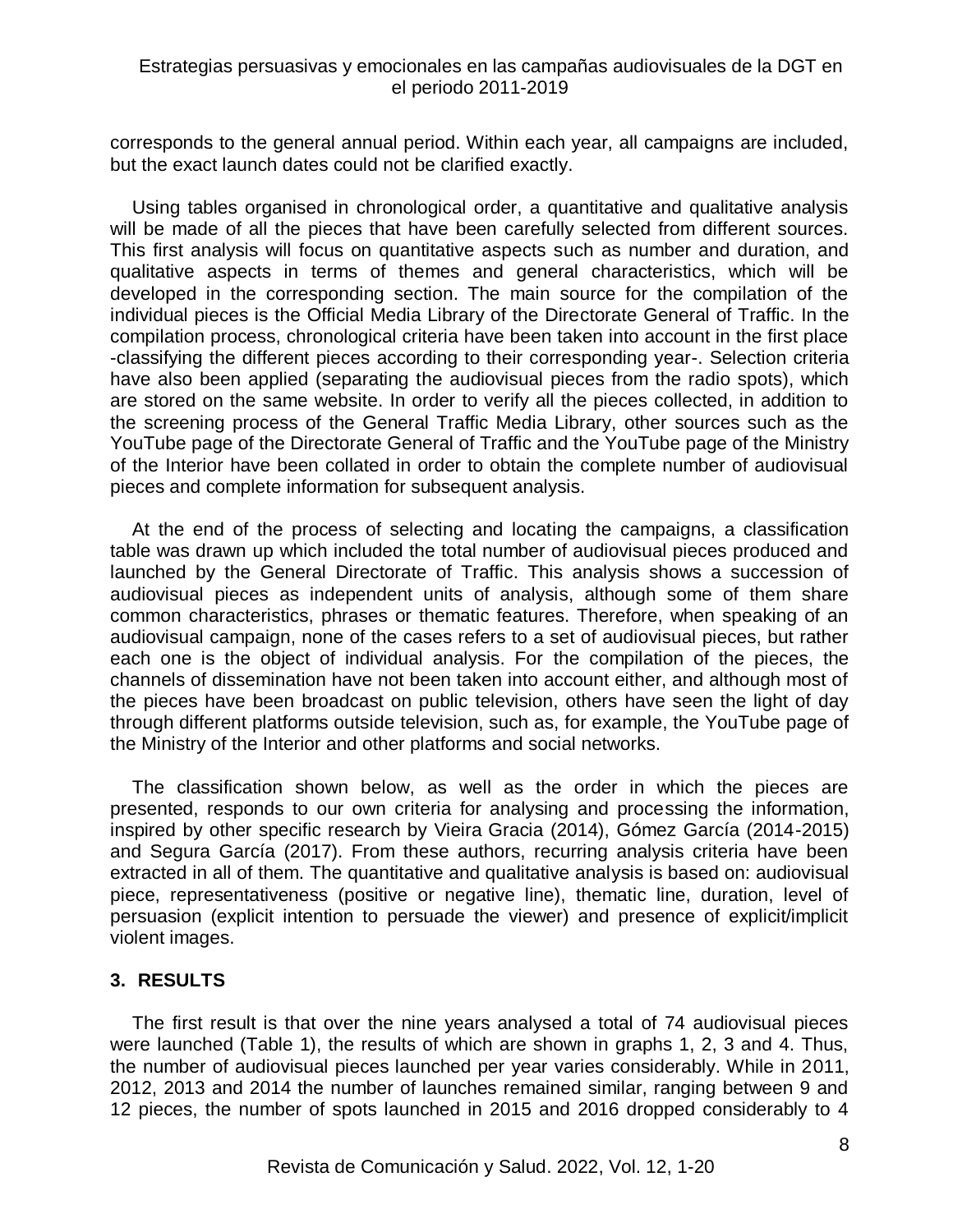corresponds to the general annual period. Within each year, all campaigns are included, but the exact launch dates could not be clarified exactly.

Using tables organised in chronological order, a quantitative and qualitative analysis will be made of all the pieces that have been carefully selected from different sources. This first analysis will focus on quantitative aspects such as number and duration, and qualitative aspects in terms of themes and general characteristics, which will be developed in the corresponding section. The main source for the compilation of the individual pieces is the Official Media Library of the Directorate General of Traffic. In the compilation process, chronological criteria have been taken into account in the first place -classifying the different pieces according to their corresponding year-. Selection criteria have also been applied (separating the audiovisual pieces from the radio spots), which are stored on the same website. In order to verify all the pieces collected, in addition to the screening process of the General Traffic Media Library, other sources such as the YouTube page of the Directorate General of Traffic and the YouTube page of the Ministry of the Interior have been collated in order to obtain the complete number of audiovisual pieces and complete information for subsequent analysis.

At the end of the process of selecting and locating the campaigns, a classification table was drawn up which included the total number of audiovisual pieces produced and launched by the General Directorate of Traffic. This analysis shows a succession of audiovisual pieces as independent units of analysis, although some of them share common characteristics, phrases or thematic features. Therefore, when speaking of an audiovisual campaign, none of the cases refers to a set of audiovisual pieces, but rather each one is the object of individual analysis. For the compilation of the pieces, the channels of dissemination have not been taken into account either, and although most of the pieces have been broadcast on public television, others have seen the light of day through different platforms outside television, such as, for example, the YouTube page of the Ministry of the Interior and other platforms and social networks.

The classification shown below, as well as the order in which the pieces are presented, responds to our own criteria for analysing and processing the information, inspired by other specific research by Vieira Gracia (2014), Gómez García (2014-2015) and Segura García (2017). From these authors, recurring analysis criteria have been extracted in all of them. The quantitative and qualitative analysis is based on: audiovisual piece, representativeness (positive or negative line), thematic line, duration, level of persuasion (explicit intention to persuade the viewer) and presence of explicit/implicit violent images.

## 3. RESULTS

The first result is that over the nine years analysed a total of 74 audiovisual pieces were launched (Table 1), the results of which are shown in graphs 1, 2, 3 and 4. Thus, the number of audiovisual pieces launched per year varies considerably. While in 2011, 2012, 2013 and 2014 the number of launches remained similar, ranging between 9 and 12 pieces, the number of spots launched in 2015 and 2016 dropped considerably to 4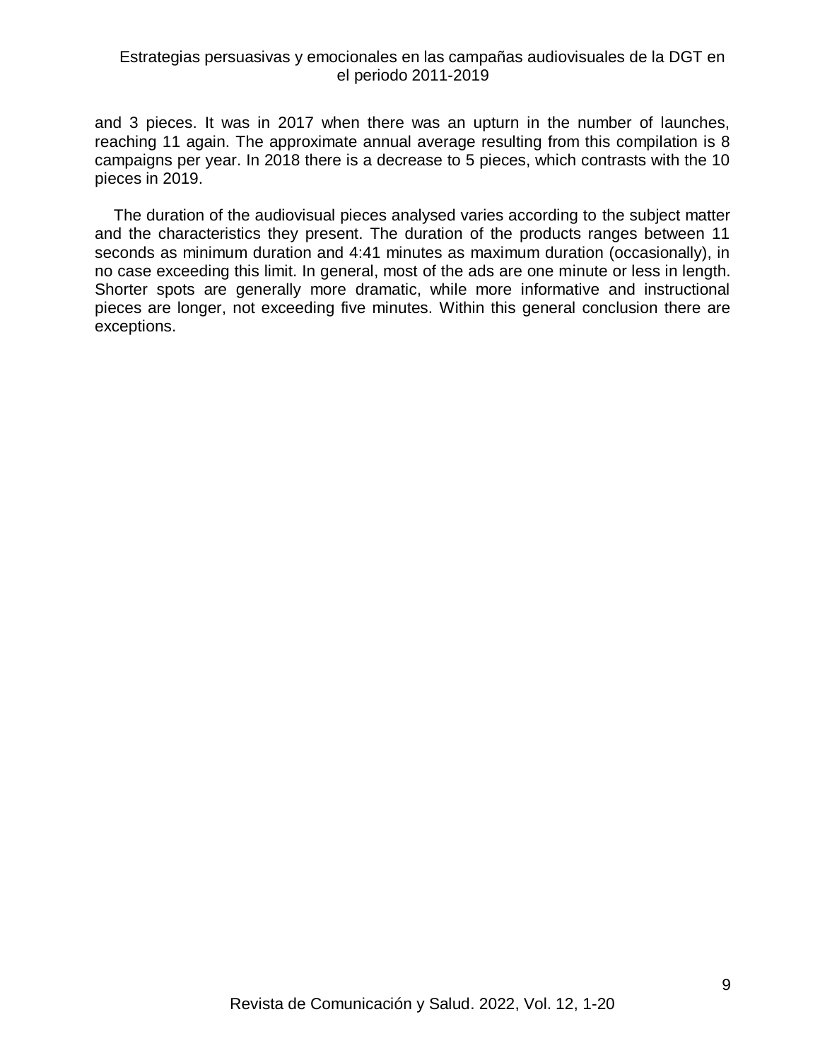and 3 pieces. It was in 2017 when there was an upturn in the number of launches, reaching 11 again. The approximate annual average resulting from this compilation is 8 campaigns per year. In 2018 there is a decrease to 5 pieces, which contrasts with the 10 pieces in 2019.

The duration of the audiovisual pieces analysed varies according to the subject matter and the characteristics they present. The duration of the products ranges between 11 seconds as minimum duration and 4:41 minutes as maximum duration (occasionally), in no case exceeding this limit. In general, most of the ads are one minute or less in length. Shorter spots are generally more dramatic, while more informative and instructional pieces are longer, not exceeding five minutes. Within this general conclusion there are exceptions.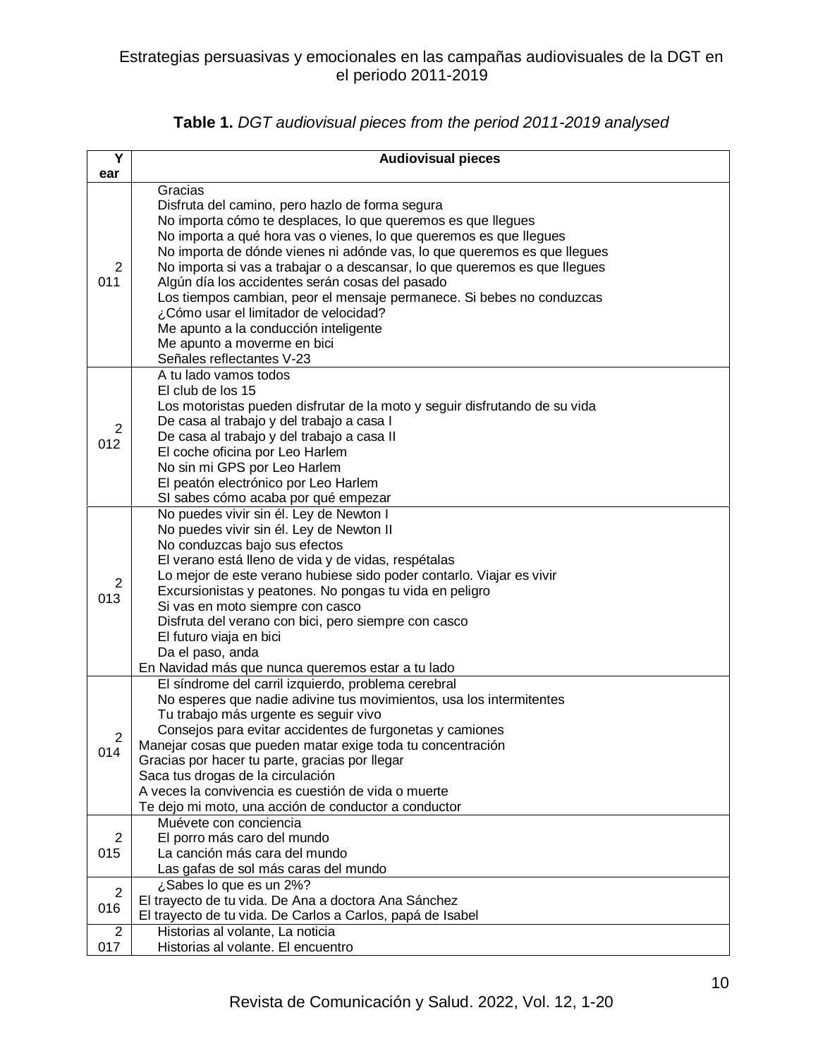**Table 1.** *DGT audiovisual pieces from the period 2011-2019 analysed*

| Year | Audiovisual pieces |
|---|---|
| 2011 | Gracias<br>Disfruta del camino, pero hazlo de forma segura<br>No importa cómo te desplaces, lo que queremos es que llegues<br>No importa a qué hora vas o vienes, lo que queremos es que llegues<br>No importa de dónde vienes ni adónde vas, lo que queremos es que llegues<br>No importa si vas a trabajar o a descansar, lo que queremos es que llegues<br>Algún día los accidentes serán cosas del pasado<br>Los tiempos cambian, peor el mensaje permanece. Si bebes no conduzcas<br>¿Cómo usar el limitador de velocidad?<br>Me apunto a la conducción inteligente<br>Me apunto a moverme en bici<br>Señales reflectantes V-23 |
| 2012 | A tu lado vamos todos<br>El club de los 15<br>Los motoristas pueden disfrutar de la moto y seguir disfrutando de su vida<br>De casa al trabajo y del trabajo a casa I<br>De casa al trabajo y del trabajo a casa II<br>El coche oficina por Leo Harlem<br>No sin mi GPS por Leo Harlem<br>El peatón electrónico por Leo Harlem<br>SI sabes cómo acaba por qué empezar |
| 2013 | No puedes vivir sin él. Ley de Newton I<br>No puedes vivir sin él. Ley de Newton II<br>No conduzcas bajo sus efectos<br>El verano está lleno de vida y de vidas, respétalas<br>Lo mejor de este verano hubiese sido poder contarlo. Viajar es vivir<br>Excursionistas y peatones. No pongas tu vida en peligro<br>Si vas en moto siempre con casco<br>Disfruta del verano con bici, pero siempre con casco<br>El futuro viaja en bici<br>Da el paso, anda<br>En Navidad más que nunca queremos estar a tu lado |
| 2014 | El síndrome del carril izquierdo, problema cerebral<br>No esperes que nadie adivine tus movimientos, usa los intermitentes<br>Tu trabajo más urgente es seguir vivo<br>Consejos para evitar accidentes de furgonetas y camiones<br>Manejar cosas que pueden matar exige toda tu concentración<br>Gracias por hacer tu parte, gracias por llegar<br>Saca tus drogas de la circulación<br>A veces la convivencia es cuestión de vida o muerte<br>Te dejo mi moto, una acción de conductor a conductor |
| 2015 | Muévete con conciencia<br>El porro más caro del mundo<br>La canción más cara del mundo<br>Las gafas de sol más caras del mundo |
| 2016 | ¿Sabes lo que es un 2%?<br>El trayecto de tu vida. De Ana a doctora Ana Sánchez<br>El trayecto de tu vida. De Carlos a Carlos, papá de Isabel |
| 2017 | Historias al volante, La noticia<br>Historias al volante. El encuentro |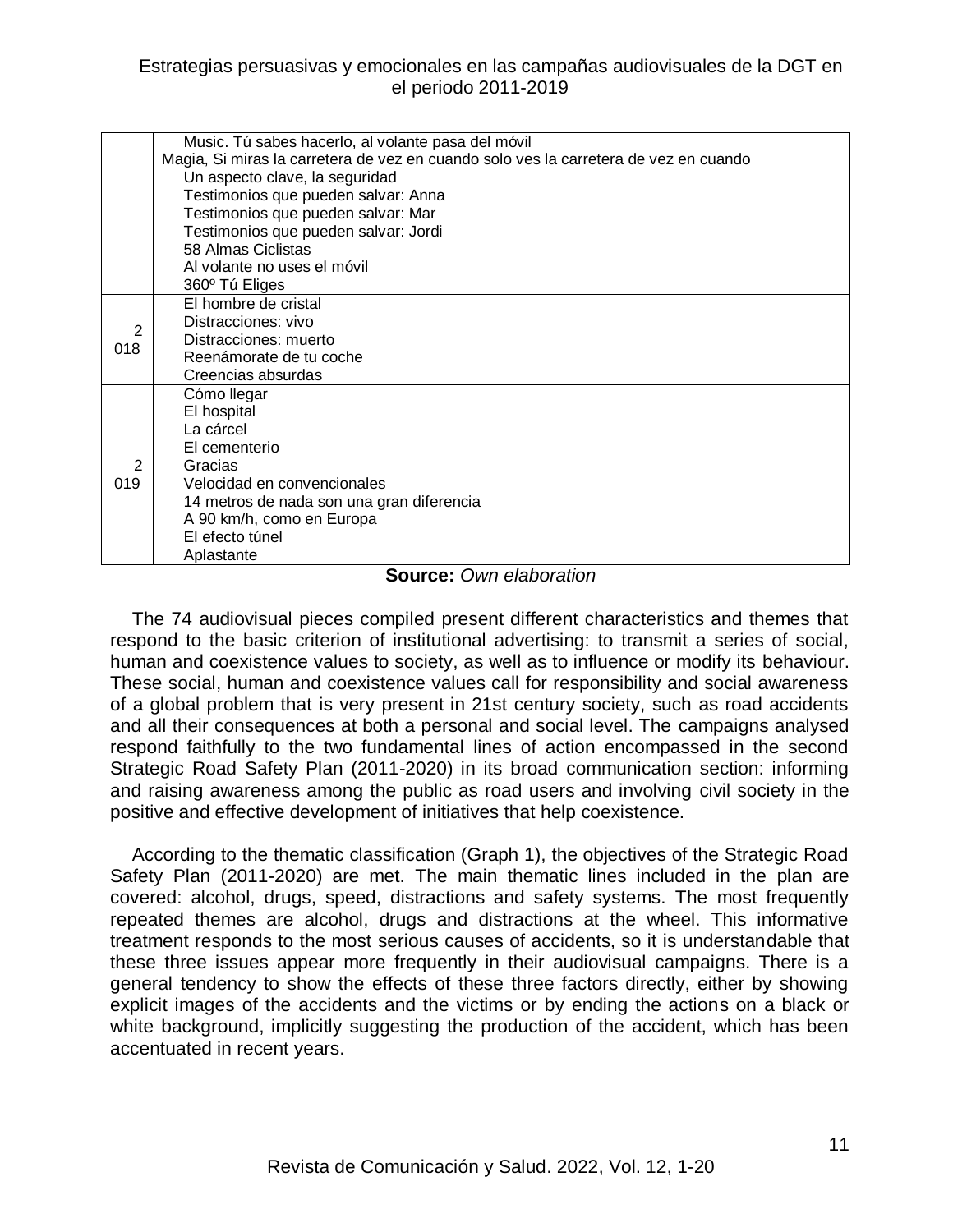| | |
|---|---|
| | Music. Tú sabes hacerlo, al volante pasa del móvil<br>Magia, Si miras la carretera de vez en cuando solo ves la carretera de vez en cuando<br>Un aspecto clave, la seguridad<br>Testimonios que pueden salvar: Anna<br>Testimonios que pueden salvar: Mar<br>Testimonios que pueden salvar: Jordi<br>58 Almas Ciclistas<br>Al volante no uses el móvil<br>360º Tú Eliges |
| 2018 | El hombre de cristal<br>Distracciones: vivo<br>Distracciones: muerto<br>Reenámorate de tu coche<br>Creencias absurdas |
| 2019 | Cómo llegar<br>El hospital<br>La cárcel<br>El cementerio<br>Gracias<br>Velocidad en convencionales<br>14 metros de nada son una gran diferencia<br>A 90 km/h, como en Europa<br>El efecto túnel<br>Aplastante |

**Source:** *Own elaboration*

The 74 audiovisual pieces compiled present different characteristics and themes that respond to the basic criterion of institutional advertising: to transmit a series of social, human and coexistence values to society, as well as to influence or modify its behaviour. These social, human and coexistence values call for responsibility and social awareness of a global problem that is very present in 21st century society, such as road accidents and all their consequences at both a personal and social level. The campaigns analysed respond faithfully to the two fundamental lines of action encompassed in the second Strategic Road Safety Plan (2011-2020) in its broad communication section: informing and raising awareness among the public as road users and involving civil society in the positive and effective development of initiatives that help coexistence.

According to the thematic classification (Graph 1), the objectives of the Strategic Road Safety Plan (2011-2020) are met. The main thematic lines included in the plan are covered: alcohol, drugs, speed, distractions and safety systems. The most frequently repeated themes are alcohol, drugs and distractions at the wheel. This informative treatment responds to the most serious causes of accidents, so it is understandable that these three issues appear more frequently in their audiovisual campaigns. There is a general tendency to show the effects of these three factors directly, either by showing explicit images of the accidents and the victims or by ending the actions on a black or white background, implicitly suggesting the production of the accident, which has been accentuated in recent years.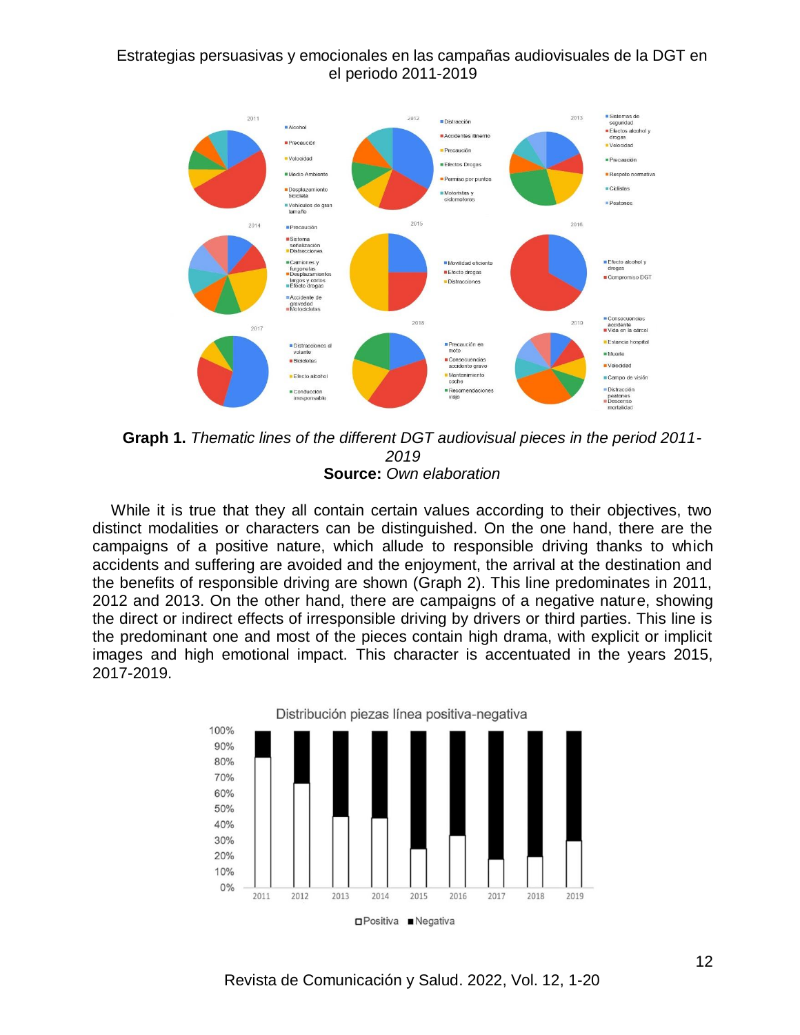**Graph 1.** *Thematic lines of the different DGT audiovisual pieces in the period 2011-2019*
**Source:** *Own elaboration*

While it is true that they all contain certain values according to their objectives, two distinct modalities or characters can be distinguished. On the one hand, there are the campaigns of a positive nature, which allude to responsible driving thanks to which accidents and suffering are avoided and the enjoyment, the arrival at the destination and the benefits of responsible driving are shown (Graph 2). This line predominates in 2011, 2012 and 2013. On the other hand, there are campaigns of a negative nature, showing the direct or indirect effects of irresponsible driving by drivers or third parties. This line is the predominant one and most of the pieces contain high drama, with explicit or implicit images and high emotional impact. This character is accentuated in the years 2015, 2017-2019.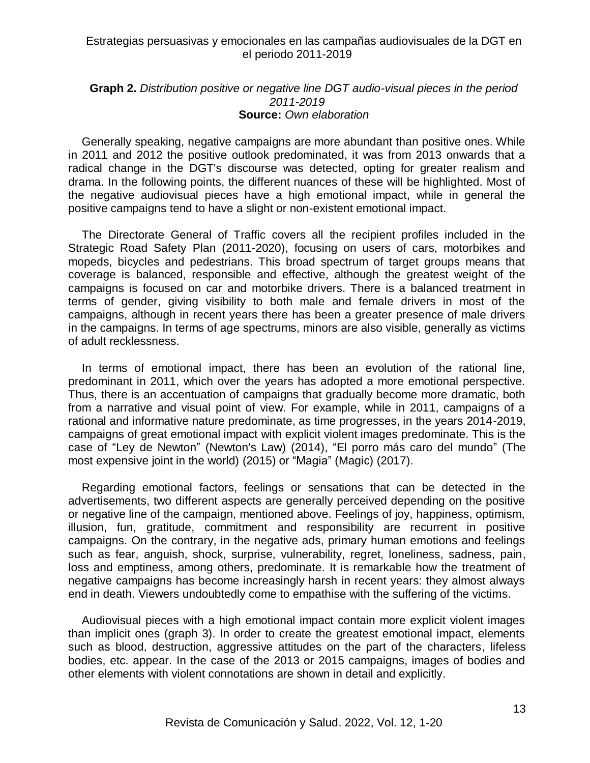**Graph 2.** *Distribution positive or negative line DGT audio-visual pieces in the period 2011-2019*
**Source:** *Own elaboration*

Generally speaking, negative campaigns are more abundant than positive ones. While in 2011 and 2012 the positive outlook predominated, it was from 2013 onwards that a radical change in the DGT's discourse was detected, opting for greater realism and drama. In the following points, the different nuances of these will be highlighted. Most of the negative audiovisual pieces have a high emotional impact, while in general the positive campaigns tend to have a slight or non-existent emotional impact.

The Directorate General of Traffic covers all the recipient profiles included in the Strategic Road Safety Plan (2011-2020), focusing on users of cars, motorbikes and mopeds, bicycles and pedestrians. This broad spectrum of target groups means that coverage is balanced, responsible and effective, although the greatest weight of the campaigns is focused on car and motorbike drivers. There is a balanced treatment in terms of gender, giving visibility to both male and female drivers in most of the campaigns, although in recent years there has been a greater presence of male drivers in the campaigns. In terms of age spectrums, minors are also visible, generally as victims of adult recklessness.

In terms of emotional impact, there has been an evolution of the rational line, predominant in 2011, which over the years has adopted a more emotional perspective. Thus, there is an accentuation of campaigns that gradually become more dramatic, both from a narrative and visual point of view. For example, while in 2011, campaigns of a rational and informative nature predominate, as time progresses, in the years 2014-2019, campaigns of great emotional impact with explicit violent images predominate. This is the case of "Ley de Newton" (Newton's Law) (2014), "El porro más caro del mundo" (The most expensive joint in the world) (2015) or "Magia" (Magic) (2017).

Regarding emotional factors, feelings or sensations that can be detected in the advertisements, two different aspects are generally perceived depending on the positive or negative line of the campaign, mentioned above. Feelings of joy, happiness, optimism, illusion, fun, gratitude, commitment and responsibility are recurrent in positive campaigns. On the contrary, in the negative ads, primary human emotions and feelings such as fear, anguish, shock, surprise, vulnerability, regret, loneliness, sadness, pain, loss and emptiness, among others, predominate. It is remarkable how the treatment of negative campaigns has become increasingly harsh in recent years: they almost always end in death. Viewers undoubtedly come to empathise with the suffering of the victims.

Audiovisual pieces with a high emotional impact contain more explicit violent images than implicit ones (graph 3). In order to create the greatest emotional impact, elements such as blood, destruction, aggressive attitudes on the part of the characters, lifeless bodies, etc. appear. In the case of the 2013 or 2015 campaigns, images of bodies and other elements with violent connotations are shown in detail and explicitly.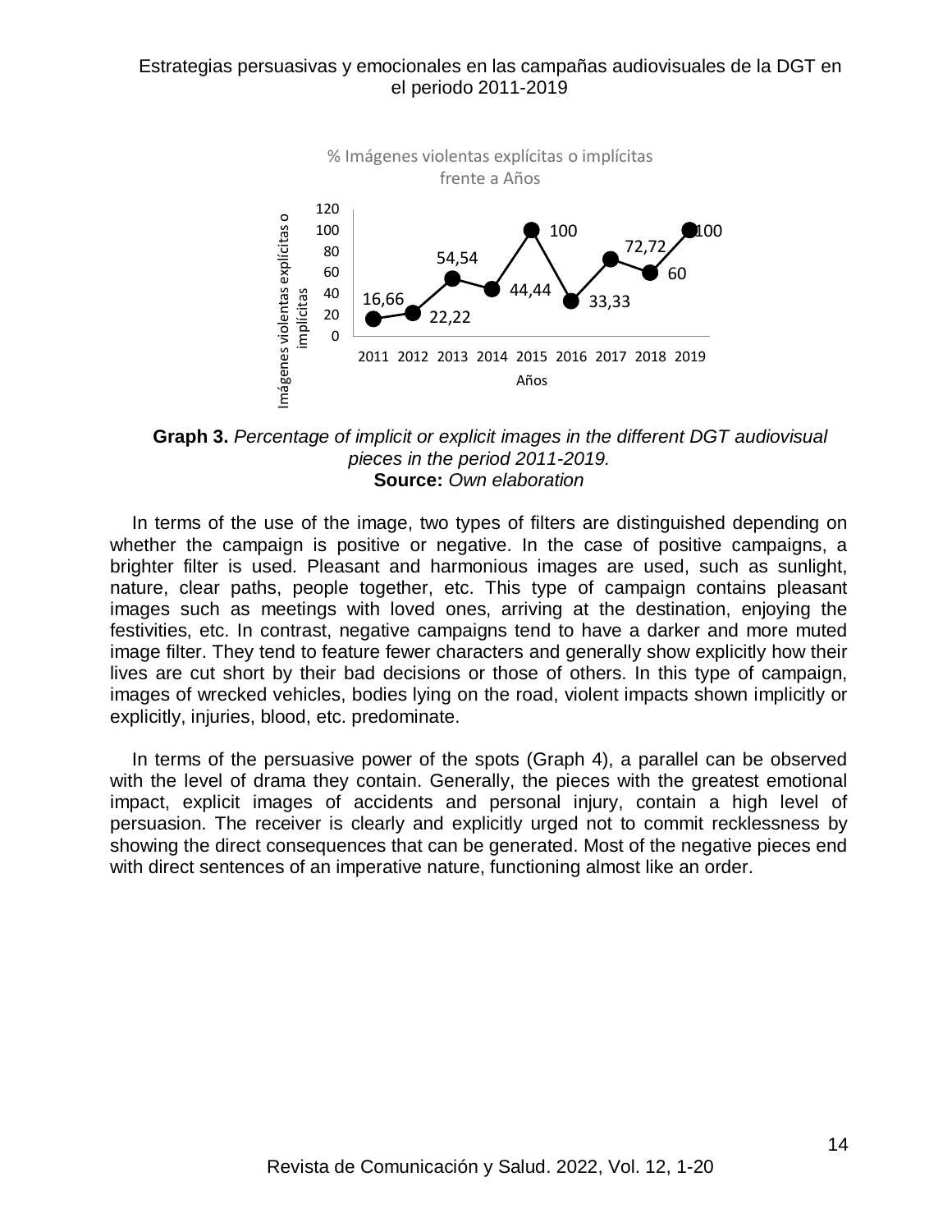**Graph 3.** *Percentage of implicit or explicit images in the different DGT audiovisual pieces in the period 2011-2019.*
**Source:** *Own elaboration*

In terms of the use of the image, two types of filters are distinguished depending on whether the campaign is positive or negative. In the case of positive campaigns, a brighter filter is used. Pleasant and harmonious images are used, such as sunlight, nature, clear paths, people together, etc. This type of campaign contains pleasant images such as meetings with loved ones, arriving at the destination, enjoying the festivities, etc. In contrast, negative campaigns tend to have a darker and more muted image filter. They tend to feature fewer characters and generally show explicitly how their lives are cut short by their bad decisions or those of others. In this type of campaign, images of wrecked vehicles, bodies lying on the road, violent impacts shown implicitly or explicitly, injuries, blood, etc. predominate.

In terms of the persuasive power of the spots (Graph 4), a parallel can be observed with the level of drama they contain. Generally, the pieces with the greatest emotional impact, explicit images of accidents and personal injury, contain a high level of persuasion. The receiver is clearly and explicitly urged not to commit recklessness by showing the direct consequences that can be generated. Most of the negative pieces end with direct sentences of an imperative nature, functioning almost like an order.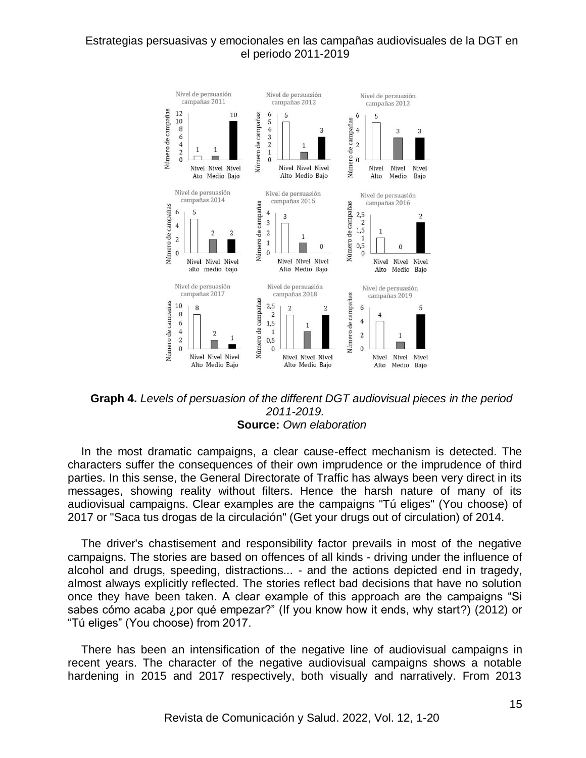**Graph 4.** *Levels of persuasion of the different DGT audiovisual pieces in the period 2011-2019.*
**Source:** *Own elaboration*

In the most dramatic campaigns, a clear cause-effect mechanism is detected. The characters suffer the consequences of their own imprudence or the imprudence of third parties. In this sense, the General Directorate of Traffic has always been very direct in its messages, showing reality without filters. Hence the harsh nature of many of its audiovisual campaigns. Clear examples are the campaigns "Tú eliges" (You choose) of 2017 or "Saca tus drogas de la circulación" (Get your drugs out of circulation) of 2014.

The driver's chastisement and responsibility factor prevails in most of the negative campaigns. The stories are based on offences of all kinds - driving under the influence of alcohol and drugs, speeding, distractions... - and the actions depicted end in tragedy, almost always explicitly reflected. The stories reflect bad decisions that have no solution once they have been taken. A clear example of this approach are the campaigns "Si sabes cómo acaba ¿por qué empezar?" (If you know how it ends, why start?) (2012) or "Tú eliges" (You choose) from 2017.

There has been an intensification of the negative line of audiovisual campaigns in recent years. The character of the negative audiovisual campaigns shows a notable hardening in 2015 and 2017 respectively, both visually and narratively. From 2013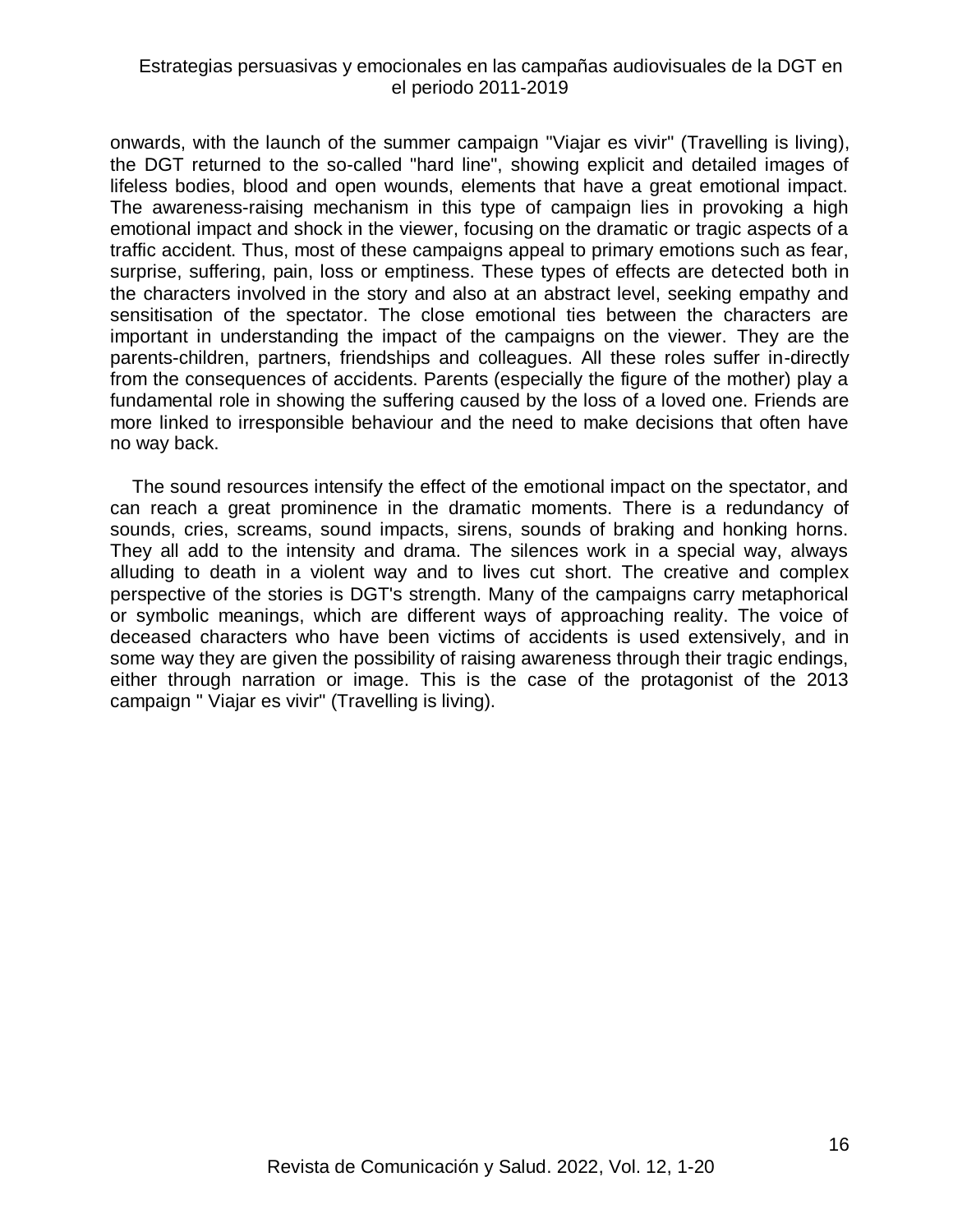onwards, with the launch of the summer campaign "Viajar es vivir" (Travelling is living), the DGT returned to the so-called "hard line", showing explicit and detailed images of lifeless bodies, blood and open wounds, elements that have a great emotional impact. The awareness-raising mechanism in this type of campaign lies in provoking a high emotional impact and shock in the viewer, focusing on the dramatic or tragic aspects of a traffic accident. Thus, most of these campaigns appeal to primary emotions such as fear, surprise, suffering, pain, loss or emptiness. These types of effects are detected both in the characters involved in the story and also at an abstract level, seeking empathy and sensitisation of the spectator. The close emotional ties between the characters are important in understanding the impact of the campaigns on the viewer. They are the parents-children, partners, friendships and colleagues. All these roles suffer in-directly from the consequences of accidents. Parents (especially the figure of the mother) play a fundamental role in showing the suffering caused by the loss of a loved one. Friends are more linked to irresponsible behaviour and the need to make decisions that often have no way back.

The sound resources intensify the effect of the emotional impact on the spectator, and can reach a great prominence in the dramatic moments. There is a redundancy of sounds, cries, screams, sound impacts, sirens, sounds of braking and honking horns. They all add to the intensity and drama. The silences work in a special way, always alluding to death in a violent way and to lives cut short. The creative and complex perspective of the stories is DGT's strength. Many of the campaigns carry metaphorical or symbolic meanings, which are different ways of approaching reality. The voice of deceased characters who have been victims of accidents is used extensively, and in some way they are given the possibility of raising awareness through their tragic endings, either through narration or image. This is the case of the protagonist of the 2013 campaign " Viajar es vivir" (Travelling is living).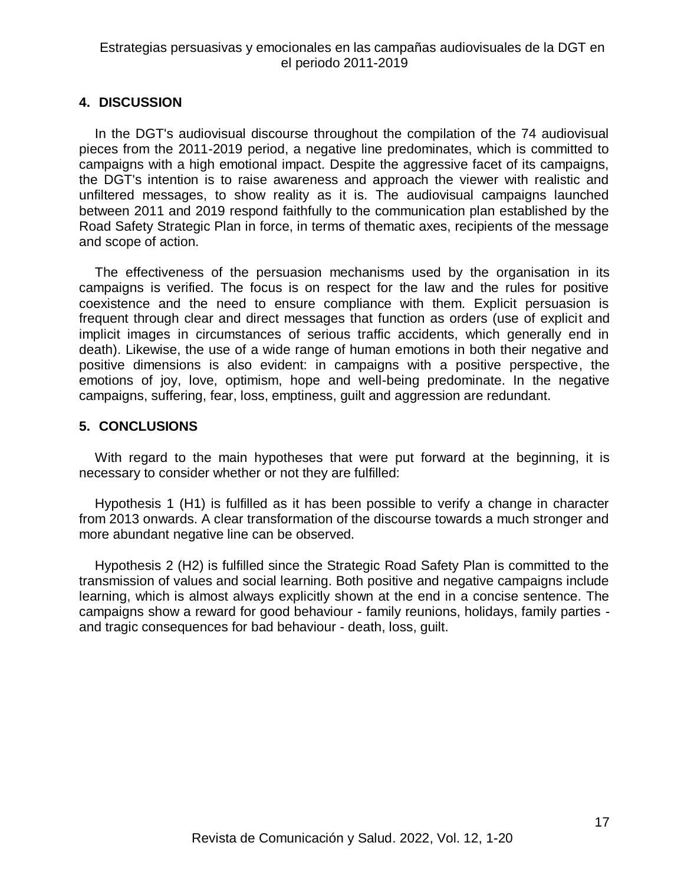## 4. DISCUSSION

In the DGT's audiovisual discourse throughout the compilation of the 74 audiovisual pieces from the 2011-2019 period, a negative line predominates, which is committed to campaigns with a high emotional impact. Despite the aggressive facet of its campaigns, the DGT's intention is to raise awareness and approach the viewer with realistic and unfiltered messages, to show reality as it is. The audiovisual campaigns launched between 2011 and 2019 respond faithfully to the communication plan established by the Road Safety Strategic Plan in force, in terms of thematic axes, recipients of the message and scope of action.

The effectiveness of the persuasion mechanisms used by the organisation in its campaigns is verified. The focus is on respect for the law and the rules for positive coexistence and the need to ensure compliance with them. Explicit persuasion is frequent through clear and direct messages that function as orders (use of explicit and implicit images in circumstances of serious traffic accidents, which generally end in death). Likewise, the use of a wide range of human emotions in both their negative and positive dimensions is also evident: in campaigns with a positive perspective, the emotions of joy, love, optimism, hope and well-being predominate. In the negative campaigns, suffering, fear, loss, emptiness, guilt and aggression are redundant.

## 5. CONCLUSIONS

With regard to the main hypotheses that were put forward at the beginning, it is necessary to consider whether or not they are fulfilled:

Hypothesis 1 (H1) is fulfilled as it has been possible to verify a change in character from 2013 onwards. A clear transformation of the discourse towards a much stronger and more abundant negative line can be observed.

Hypothesis 2 (H2) is fulfilled since the Strategic Road Safety Plan is committed to the transmission of values and social learning. Both positive and negative campaigns include learning, which is almost always explicitly shown at the end in a concise sentence. The campaigns show a reward for good behaviour - family reunions, holidays, family parties - and tragic consequences for bad behaviour - death, loss, guilt.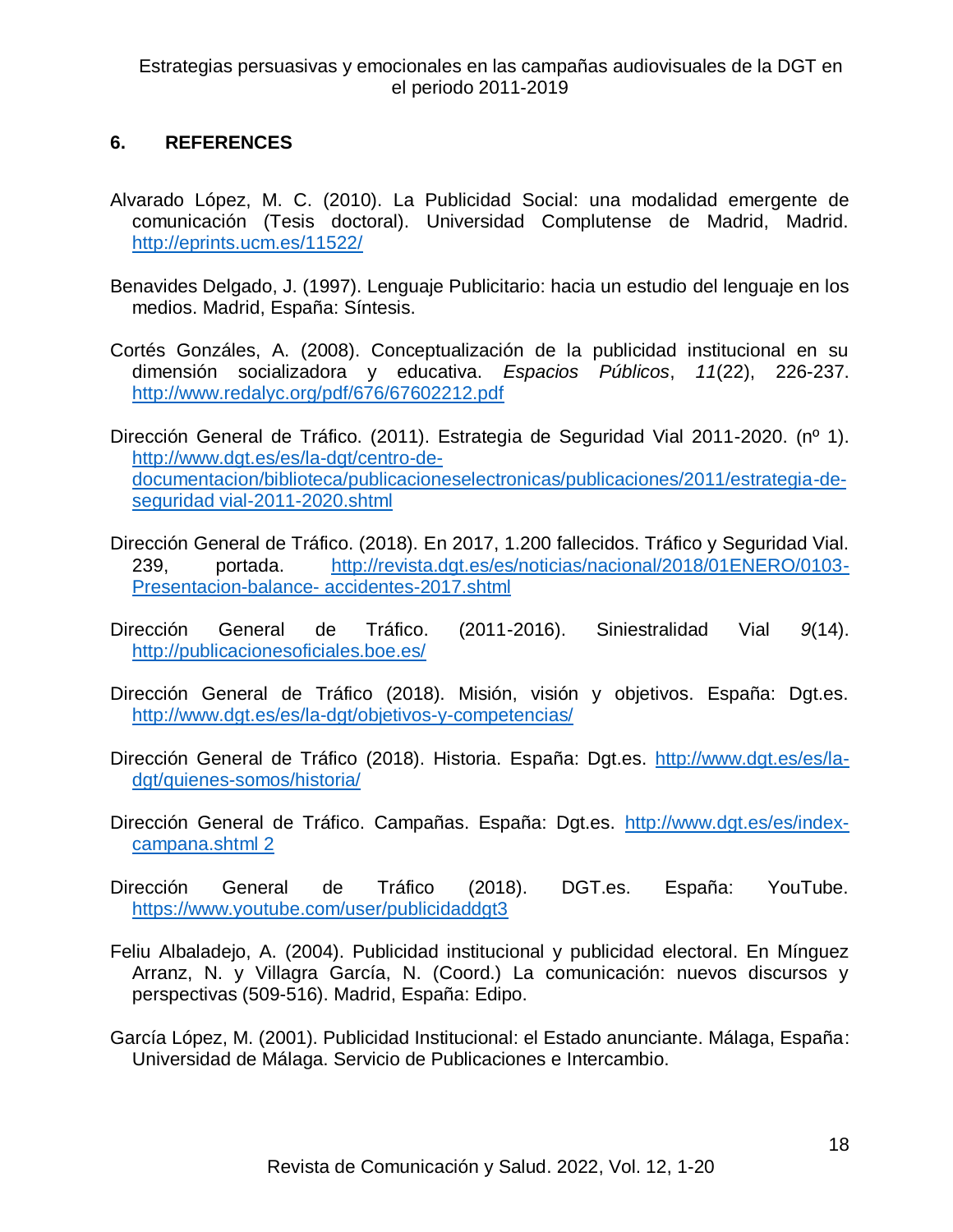## 6. REFERENCES

Alvarado López, M. C. (2010). La Publicidad Social: una modalidad emergente de comunicación (Tesis doctoral). Universidad Complutense de Madrid, Madrid. http://eprints.ucm.es/11522/

Benavides Delgado, J. (1997). Lenguaje Publicitario: hacia un estudio del lenguaje en los medios. Madrid, España: Síntesis.

Cortés Gonzáles, A. (2008). Conceptualización de la publicidad institucional en su dimensión socializadora y educativa. *Espacios Públicos*, *11*(22), 226-237. http://www.redalyc.org/pdf/676/67602212.pdf

Dirección General de Tráfico. (2011). Estrategia de Seguridad Vial 2011-2020. (nº 1). http://www.dgt.es/es/la-dgt/centro-de-documentacion/biblioteca/publicacioneselectronicas/publicaciones/2011/estrategia-de-seguridad vial-2011-2020.shtml

Dirección General de Tráfico. (2018). En 2017, 1.200 fallecidos. Tráfico y Seguridad Vial. 239, portada. http://revista.dgt.es/es/noticias/nacional/2018/01ENERO/0103-Presentacion-balance- accidentes-2017.shtml

Dirección General de Tráfico. (2011-2016). Siniestralidad Vial *9*(14). http://publicacionesoficiales.boe.es/

Dirección General de Tráfico (2018). Misión, visión y objetivos. España: Dgt.es. http://www.dgt.es/es/la-dgt/objetivos-y-competencias/

Dirección General de Tráfico (2018). Historia. España: Dgt.es. http://www.dgt.es/es/la-dgt/quienes-somos/historia/

Dirección General de Tráfico. Campañas. España: Dgt.es. http://www.dgt.es/es/index-campana.shtml 2

Dirección General de Tráfico (2018). DGT.es. España: YouTube. https://www.youtube.com/user/publicidaddgt3

Feliu Albaladejo, A. (2004). Publicidad institucional y publicidad electoral. En Mínguez Arranz, N. y Villagra García, N. (Coord.) La comunicación: nuevos discursos y perspectivas (509-516). Madrid, España: Edipo.

García López, M. (2001). Publicidad Institucional: el Estado anunciante. Málaga, España: Universidad de Málaga. Servicio de Publicaciones e Intercambio.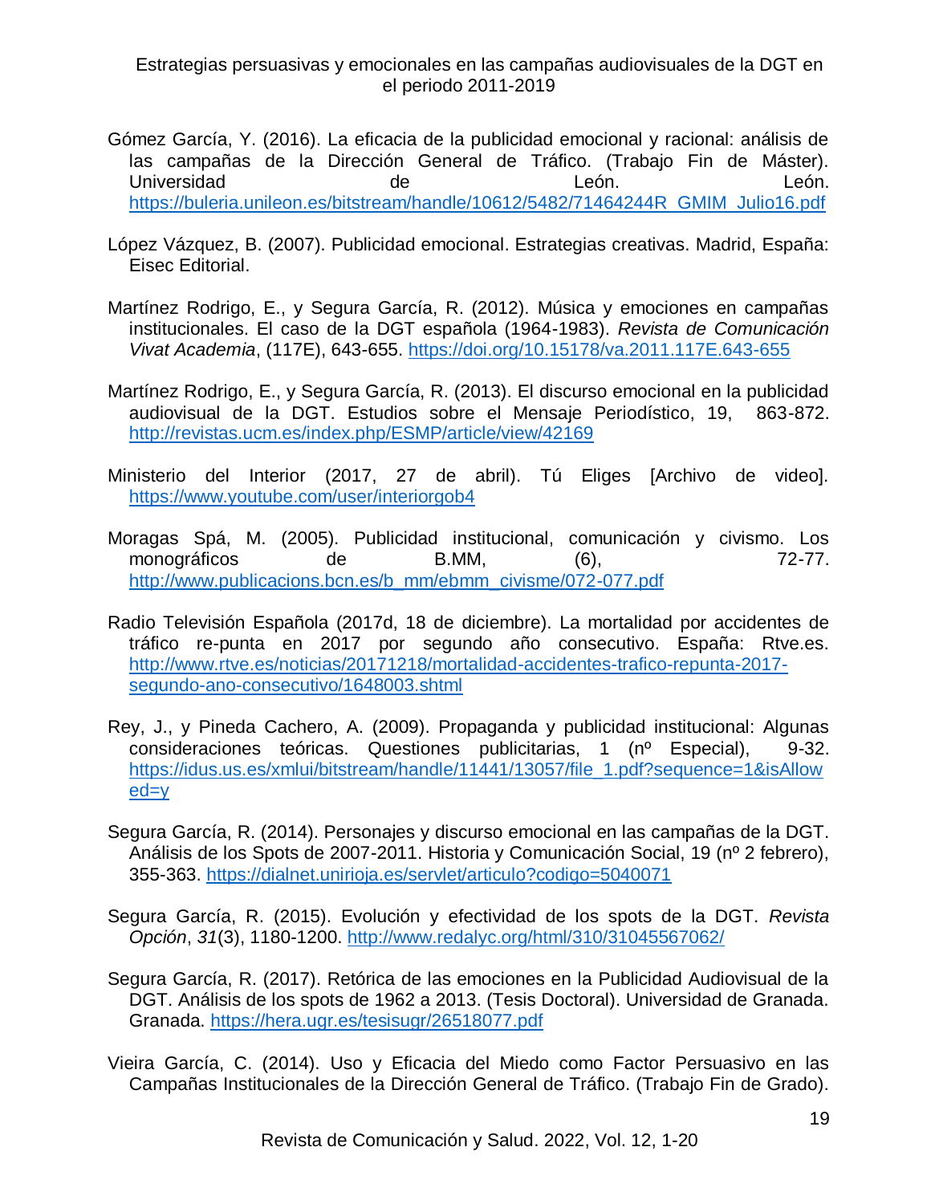Gómez García, Y. (2016). La eficacia de la publicidad emocional y racional: análisis de las campañas de la Dirección General de Tráfico. (Trabajo Fin de Máster). Universidad de León. León. https://buleria.unileon.es/bitstream/handle/10612/5482/71464244R_GMIM_Julio16.pdf

López Vázquez, B. (2007). Publicidad emocional. Estrategias creativas. Madrid, España: Eisec Editorial.

Martínez Rodrigo, E., y Segura García, R. (2012). Música y emociones en campañas institucionales. El caso de la DGT española (1964-1983). *Revista de Comunicación Vivat Academia*, (117E), 643-655. https://doi.org/10.15178/va.2011.117E.643-655

Martínez Rodrigo, E., y Segura García, R. (2013). El discurso emocional en la publicidad audiovisual de la DGT. Estudios sobre el Mensaje Periodístico, 19, 863-872. http://revistas.ucm.es/index.php/ESMP/article/view/42169

Ministerio del Interior (2017, 27 de abril). Tú Eliges [Archivo de video]. https://www.youtube.com/user/interiorgob4

Moragas Spá, M. (2005). Publicidad institucional, comunicación y civismo. Los monográficos de B.MM, (6), 72-77. http://www.publicacions.bcn.es/b_mm/ebmm_civisme/072-077.pdf

Radio Televisión Española (2017d, 18 de diciembre). La mortalidad por accidentes de tráfico re-punta en 2017 por segundo año consecutivo. España: Rtve.es. http://www.rtve.es/noticias/20171218/mortalidad-accidentes-trafico-repunta-2017-segundo-ano-consecutivo/1648003.shtml

Rey, J., y Pineda Cachero, A. (2009). Propaganda y publicidad institucional: Algunas consideraciones teóricas. Questiones publicitarias, 1 (nº Especial), 9-32. https://idus.us.es/xmlui/bitstream/handle/11441/13057/file_1.pdf?sequence=1&isAllowed=y

Segura García, R. (2014). Personajes y discurso emocional en las campañas de la DGT. Análisis de los Spots de 2007-2011. Historia y Comunicación Social, 19 (nº 2 febrero), 355-363. https://dialnet.unirioja.es/servlet/articulo?codigo=5040071

Segura García, R. (2015). Evolución y efectividad de los spots de la DGT. *Revista Opción*, *31*(3), 1180-1200. http://www.redalyc.org/html/310/31045567062/

Segura García, R. (2017). Retórica de las emociones en la Publicidad Audiovisual de la DGT. Análisis de los spots de 1962 a 2013. (Tesis Doctoral). Universidad de Granada. Granada. https://hera.ugr.es/tesisugr/26518077.pdf

Vieira García, C. (2014). Uso y Eficacia del Miedo como Factor Persuasivo en las Campañas Institucionales de la Dirección General de Tráfico. (Trabajo Fin de Grado).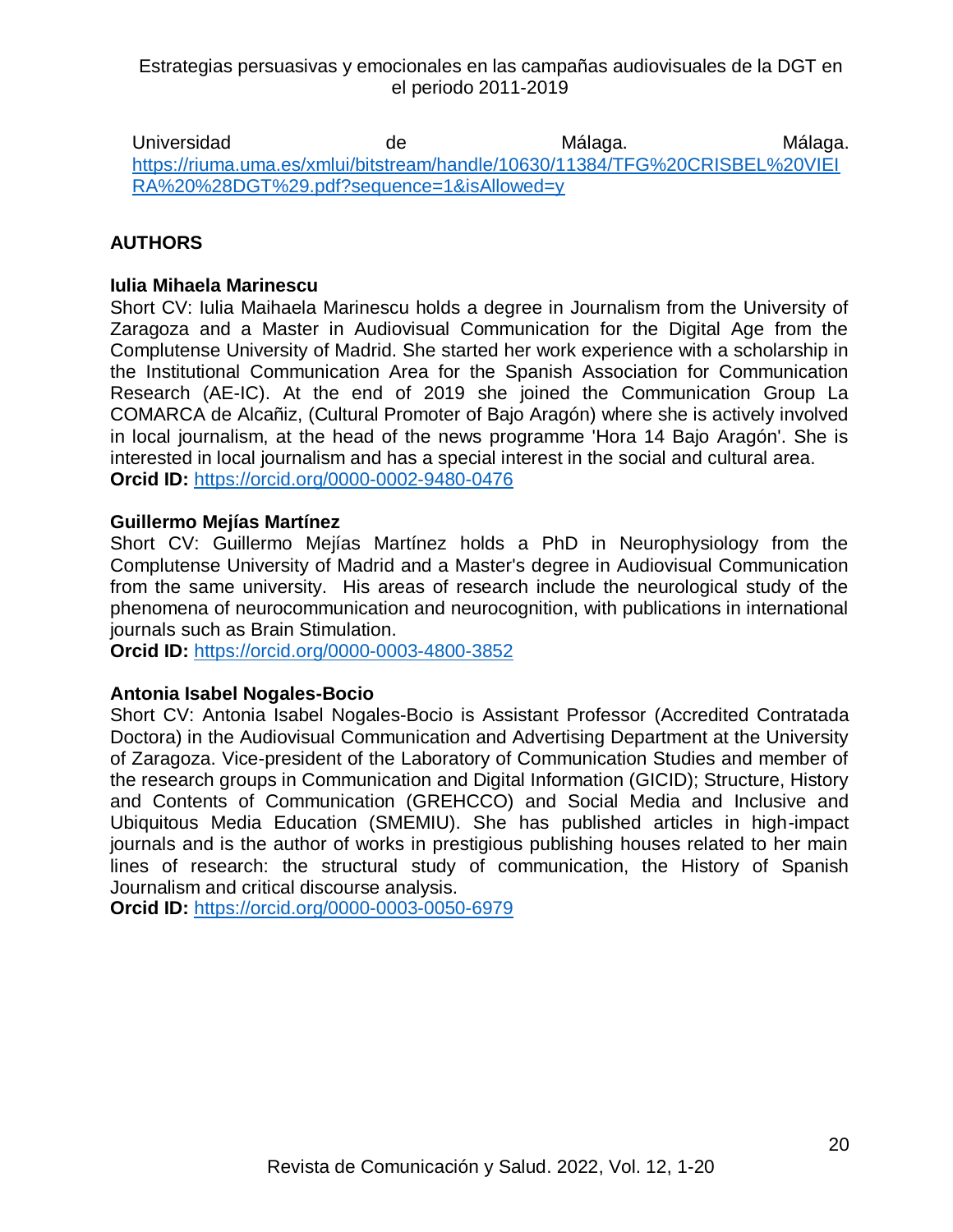Universidad de Málaga. Málaga. https://riuma.uma.es/xmlui/bitstream/handle/10630/11384/TFG%20CRISBEL%20VIEIRA%20%28DGT%29.pdf?sequence=1&isAllowed=y

## AUTHORS

**Iulia Mihaela Marinescu**

Short CV: Iulia Maihaela Marinescu holds a degree in Journalism from the University of Zaragoza and a Master in Audiovisual Communication for the Digital Age from the Complutense University of Madrid. She started her work experience with a scholarship in the Institutional Communication Area for the Spanish Association for Communication Research (AE-IC). At the end of 2019 she joined the Communication Group La COMARCA de Alcañiz, (Cultural Promoter of Bajo Aragón) where she is actively involved in local journalism, at the head of the news programme 'Hora 14 Bajo Aragón'. She is interested in local journalism and has a special interest in the social and cultural area.
**Orcid ID:** https://orcid.org/0000-0002-9480-0476

**Guillermo Mejías Martínez**

Short CV: Guillermo Mejías Martínez holds a PhD in Neurophysiology from the Complutense University of Madrid and a Master's degree in Audiovisual Communication from the same university. His areas of research include the neurological study of the phenomena of neurocommunication and neurocognition, with publications in international journals such as Brain Stimulation.
**Orcid ID:** https://orcid.org/0000-0003-4800-3852

**Antonia Isabel Nogales-Bocio**

Short CV: Antonia Isabel Nogales-Bocio is Assistant Professor (Accredited Contratada Doctora) in the Audiovisual Communication and Advertising Department at the University of Zaragoza. Vice-president of the Laboratory of Communication Studies and member of the research groups in Communication and Digital Information (GICID); Structure, History and Contents of Communication (GREHCCO) and Social Media and Inclusive and Ubiquitous Media Education (SMEMIU). She has published articles in high-impact journals and is the author of works in prestigious publishing houses related to her main lines of research: the structural study of communication, the History of Spanish Journalism and critical discourse analysis.
**Orcid ID:** https://orcid.org/0000-0003-0050-6979